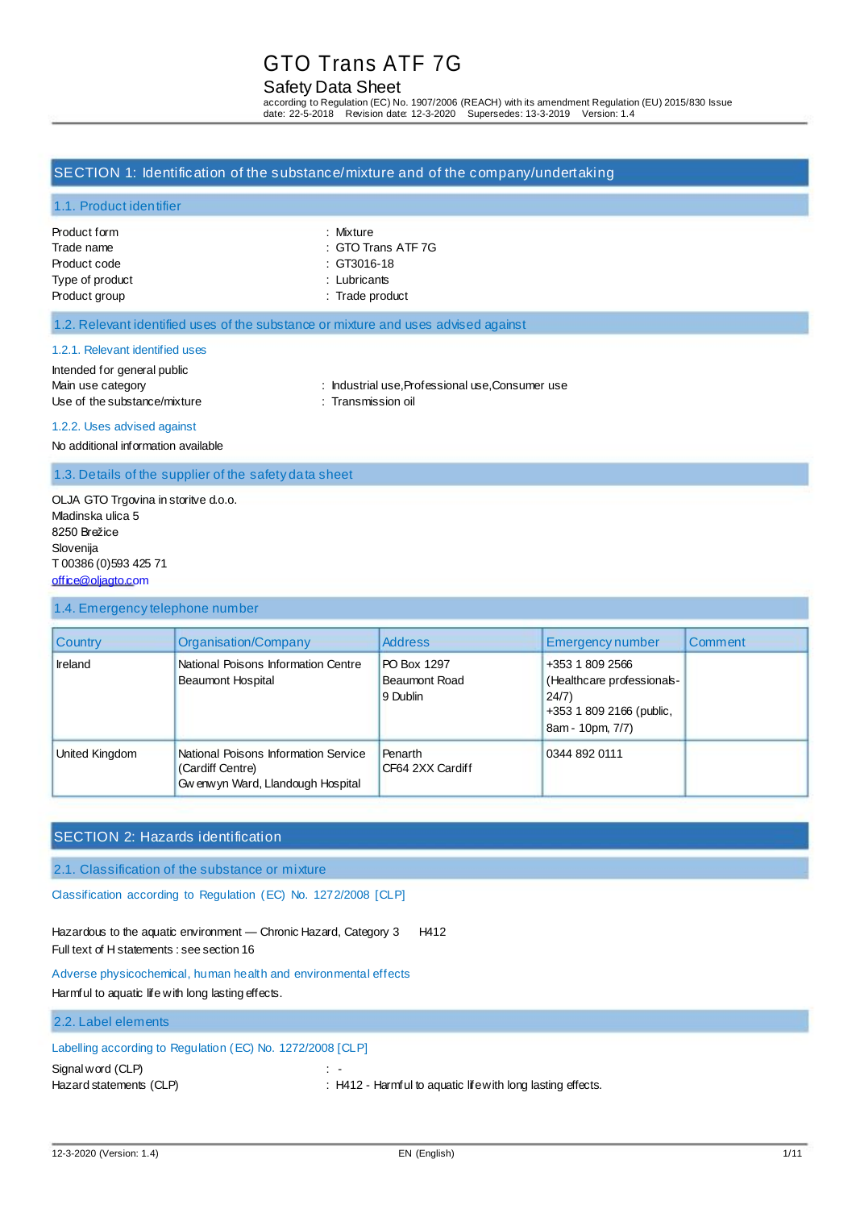# GTO Trans ATF 7G

## Safety Data Sheet

according to Regulation (EC) No. 1907/2006 (REACH) with its amendment Regulation (EU) 2015/830 Issue date: 22-5-2018 Revision date: 12-3-2020 Supersedes: 13-3-2019 Version: 1.4

## SECTION 1: Identification of the substance/mixture and of the company/undertaking

### 1.1. Product identifier

Product form : Mixture
Trade name : GTO Trans ATF 7G
Product code : GT3016-18
Type of product : Lubricants
Product group : Trade product

### 1.2. Relevant identified uses of the substance or mixture and uses advised against

#### 1.2.1. Relevant identified uses

Intended for general public
Main use category : Industrial use,Professional use,Consumer use
Use of the substance/mixture : Transmission oil

#### 1.2.2. Uses advised against

No additional information available

### 1.3. Details of the supplier of the safety data sheet

OLJA GTO Trgovina in storitve d.o.o.
Mladinska ulica 5
8250 Brežice
Slovenija
T 00386 (0)593 425 71
office@oljagto.com

### 1.4. Emergency telephone number

| Country | Organisation/Company | Address | Emergency number | Comment |
|---|---|---|---|---|
| Ireland | National Poisons Information Centre Beaumont Hospital | PO Box 1297 Beaumont Road 9 Dublin | +353 1 809 2566 (Healthcare professionals-24/7) +353 1 809 2166 (public, 8am - 10pm, 7/7) | |
| United Kingdom | National Poisons Information Service (Cardiff Centre) Gwenwyn Ward, Llandough Hospital | Penarth CF64 2XX Cardiff | 0344 892 0111 | |

## SECTION 2: Hazards identification

### 2.1. Classification of the substance or mixture

Classification according to Regulation (EC) No. 1272/2008 [CLP]

Hazardous to the aquatic environment — Chronic Hazard, Category 3 H412
Full text of H statements : see section 16

Adverse physicochemical, human health and environmental effects

Harmful to aquatic life with long lasting effects.

### 2.2. Label elements

Labelling according to Regulation (EC) No. 1272/2008 [CLP]

Signal word (CLP) : -
Hazard statements (CLP) : H412 - Harmful to aquatic life with long lasting effects.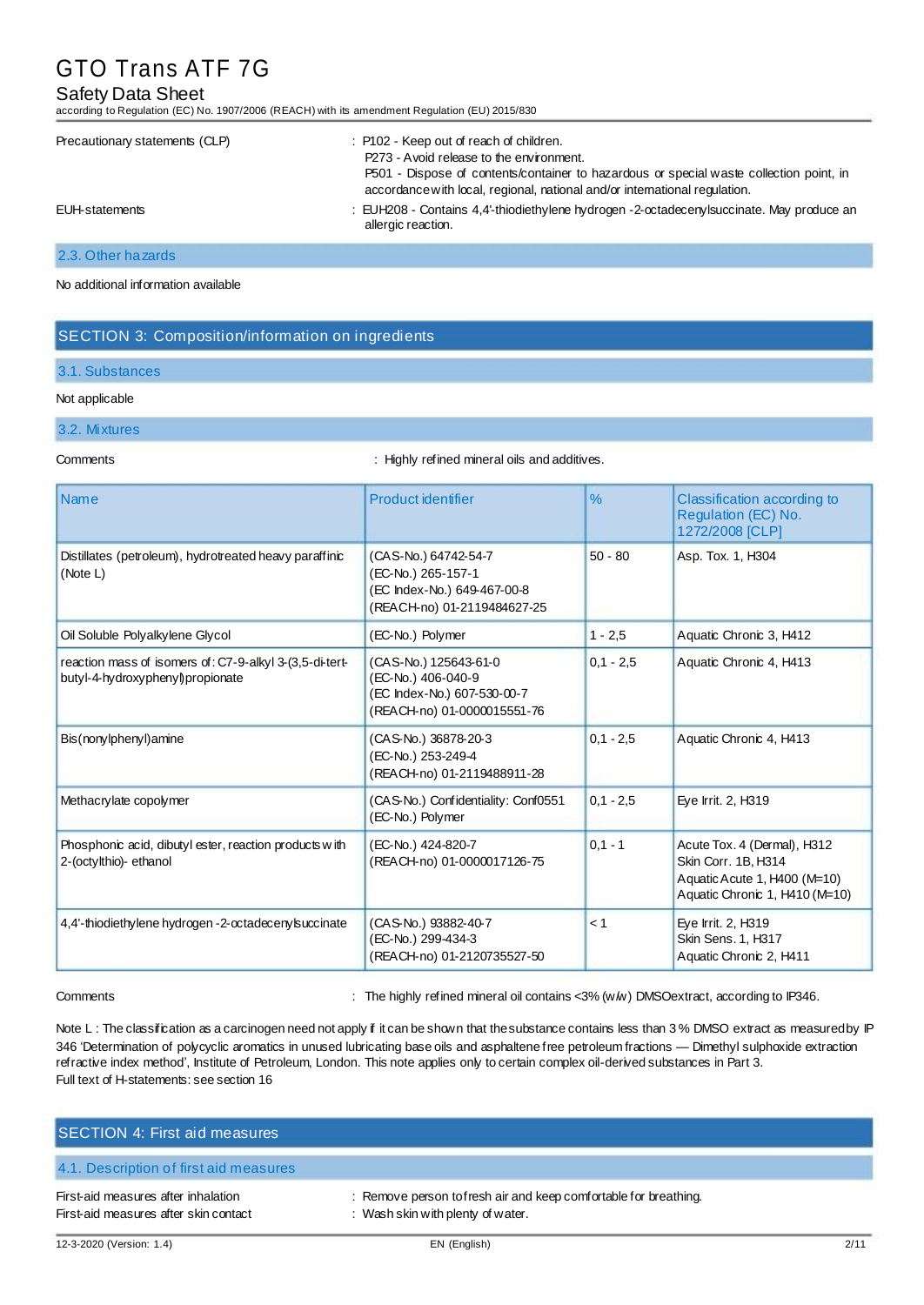| | |
|---|---|
| Precautionary statements (CLP) | : P102 - Keep out of reach of children. P273 - Avoid release to the environment. P501 - Dispose of contents/container to hazardous or special waste collection point, in accordance with local, regional, national and/or international regulation. |
| EUH-statements | : EUH208 - Contains 4,4'-thiodiethylene hydrogen -2-octadecenylsuccinate. May produce an allergic reaction. |

### 2.3. Other hazards

No additional information available

## SECTION 3: Composition/information on ingredients

### 3.1. Substances

Not applicable

### 3.2. Mixtures

Comments : Highly refined mineral oils and additives.

| Name | Product identifier | % | Classification according to Regulation (EC) No. 1272/2008 [CLP] |
|---|---|---|---|
| Distillates (petroleum), hydrotreated heavy paraffinic (Note L) | (CAS-No.) 64742-54-7<br>(EC-No.) 265-157-1<br>(EC Index-No.) 649-467-00-8<br>(REACH-no) 01-2119484627-25 | 50 - 80 | Asp. Tox. 1, H304 |
| Oil Soluble Polyalkylene Glycol | (EC-No.) Polymer | 1 - 2,5 | Aquatic Chronic 3, H412 |
| reaction mass of isomers of: C7-9-alkyl 3-(3,5-di-tert-butyl-4-hydroxyphenyl)propionate | (CAS-No.) 125643-61-0<br>(EC-No.) 406-040-9<br>(EC Index-No.) 607-530-00-7<br>(REACH-no) 01-0000015551-76 | 0,1 - 2,5 | Aquatic Chronic 4, H413 |
| Bis(nonylphenyl)amine | (CAS-No.) 36878-20-3<br>(EC-No.) 253-249-4<br>(REACH-no) 01-2119488911-28 | 0,1 - 2,5 | Aquatic Chronic 4, H413 |
| Methacrylate copolymer | (CAS-No.) Confidentiality: Conf0551<br>(EC-No.) Polymer | 0,1 - 2,5 | Eye Irrit. 2, H319 |
| Phosphonic acid, dibutyl ester, reaction products with 2-(octylthio)- ethanol | (EC-No.) 424-820-7<br>(REACH-no) 01-0000017126-75 | 0,1 - 1 | Acute Tox. 4 (Dermal), H312<br>Skin Corr. 1B, H314<br>Aquatic Acute 1, H400 (M=10)<br>Aquatic Chronic 1, H410 (M=10) |
| 4,4'-thiodiethylene hydrogen -2-octadecenylsuccinate | (CAS-No.) 93882-40-7<br>(EC-No.) 299-434-3<br>(REACH-no) 01-2120735527-50 | < 1 | Eye Irrit. 2, H319<br>Skin Sens. 1, H317<br>Aquatic Chronic 2, H411 |

Comments : The highly refined mineral oil contains <3% (w/w) DMSO extract, according to IP346.

Note L : The classification as a carcinogen need not apply if it can be shown that the substance contains less than 3 % DMSO extract as measured by IP 346 'Determination of polycyclic aromatics in unused lubricating base oils and asphaltene free petroleum fractions — Dimethyl sulphoxide extraction refractive index method', Institute of Petroleum, London. This note applies only to certain complex oil-derived substances in Part 3.
Full text of H-statements: see section 16

## SECTION 4: First aid measures

### 4.1. Description of first aid measures

| | |
|---|---|
| First-aid measures after inhalation | : Remove person to fresh air and keep comfortable for breathing. |
| First-aid measures after skin contact | : Wash skin with plenty of water. |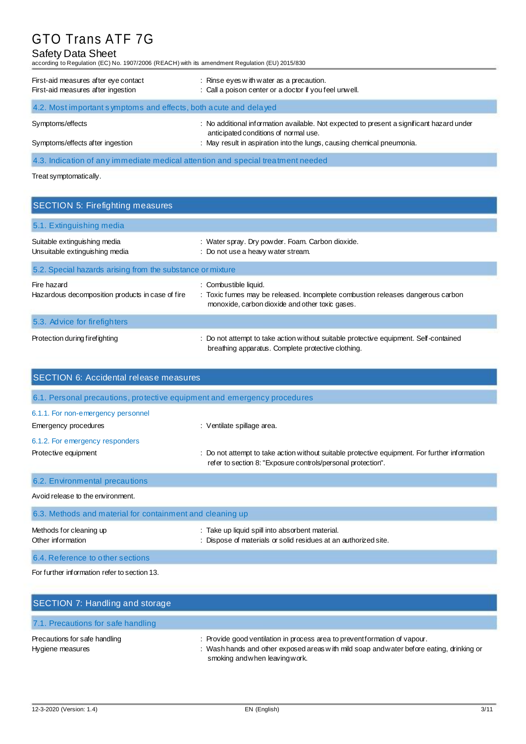| | |
|---|---|
| First-aid measures after eye contact | : Rinse eyes with water as a precaution. |
| First-aid measures after ingestion | : Call a poison center or a doctor if you feel unwell. |

### 4.2. Most important symptoms and effects, both acute and delayed

| | |
|---|---|
| Symptoms/effects | : No additional information available. Not expected to present a significant hazard under anticipated conditions of normal use. |
| Symptoms/effects after ingestion | : May result in aspiration into the lungs, causing chemical pneumonia. |

### 4.3. Indication of any immediate medical attention and special treatment needed

Treat symptomatically.

## SECTION 5: Firefighting measures

### 5.1. Extinguishing media

| | |
|---|---|
| Suitable extinguishing media | : Water spray. Dry powder. Foam. Carbon dioxide. |
| Unsuitable extinguishing media | : Do not use a heavy water stream. |

### 5.2. Special hazards arising from the substance or mixture

| | |
|---|---|
| Fire hazard | : Combustible liquid. |
| Hazardous decomposition products in case of fire | : Toxic fumes may be released. Incomplete combustion releases dangerous carbon monoxide, carbon dioxide and other toxic gases. |

### 5.3. Advice for firefighters

| | |
|---|---|
| Protection during firefighting | : Do not attempt to take action without suitable protective equipment. Self-contained breathing apparatus. Complete protective clothing. |

## SECTION 6: Accidental release measures

### 6.1. Personal precautions, protective equipment and emergency procedures

#### 6.1.1. For non-emergency personnel

| | |
|---|---|
| Emergency procedures | : Ventilate spillage area. |

#### 6.1.2. For emergency responders

| | |
|---|---|
| Protective equipment | : Do not attempt to take action without suitable protective equipment. For further information refer to section 8: "Exposure controls/personal protection". |

### 6.2. Environmental precautions

Avoid release to the environment.

### 6.3. Methods and material for containment and cleaning up

| | |
|---|---|
| Methods for cleaning up | : Take up liquid spill into absorbent material. |
| Other information | : Dispose of materials or solid residues at an authorized site. |

### 6.4. Reference to other sections

For further information refer to section 13.

## SECTION 7: Handling and storage

### 7.1. Precautions for safe handling

| | |
|---|---|
| Precautions for safe handling | : Provide good ventilation in process area to prevent formation of vapour. |
| Hygiene measures | : Wash hands and other exposed areas with mild soap and water before eating, drinking or smoking and when leaving work. |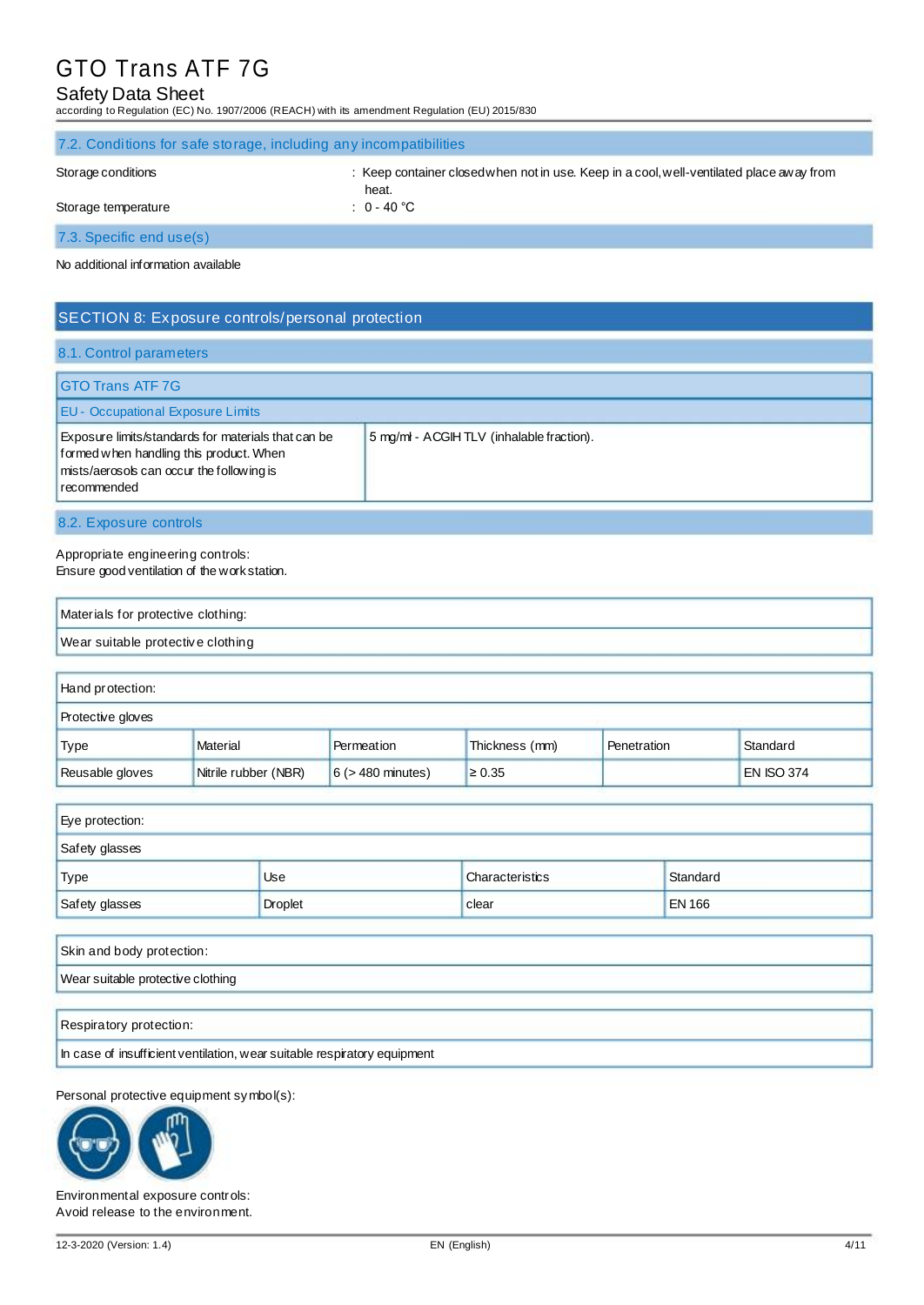### 7.2. Conditions for safe storage, including any incompatibilities

Storage conditions : Keep container closed when not in use. Keep in a cool, well-ventilated place away from heat.

Storage temperature : 0 - 40 °C

### 7.3. Specific end use(s)

No additional information available

## SECTION 8: Exposure controls/personal protection

### 8.1. Control parameters

| GTO Trans ATF 7G | |
|---|---|
| **EU - Occupational Exposure Limits** | |
| Exposure limits/standards for materials that can be formed when handling this product. When mists/aerosols can occur the following is recommended | 5 mg/ml - ACGIH TLV (inhalable fraction). |

### 8.2. Exposure controls

Appropriate engineering controls:
Ensure good ventilation of the work station.

| Materials for protective clothing: |
|---|
| Wear suitable protective clothing |

| Hand protection: | | | | | |
|---|---|---|---|---|---|
| Protective gloves | | | | | |
| Type | Material | Permeation | Thickness (mm) | Penetration | Standard |
| Reusable gloves | Nitrile rubber (NBR) | 6 (> 480 minutes) | ≥ 0.35 | | EN ISO 374 |

| Eye protection: | | | |
|---|---|---|---|
| Safety glasses | | | |
| Type | Use | Characteristics | Standard |
| Safety glasses | Droplet | clear | EN 166 |

| Skin and body protection: |
|---|
| Wear suitable protective clothing |

| Respiratory protection: |
|---|
| In case of insufficient ventilation, wear suitable respiratory equipment |

Personal protective equipment symbol(s):

Environmental exposure controls:
Avoid release to the environment.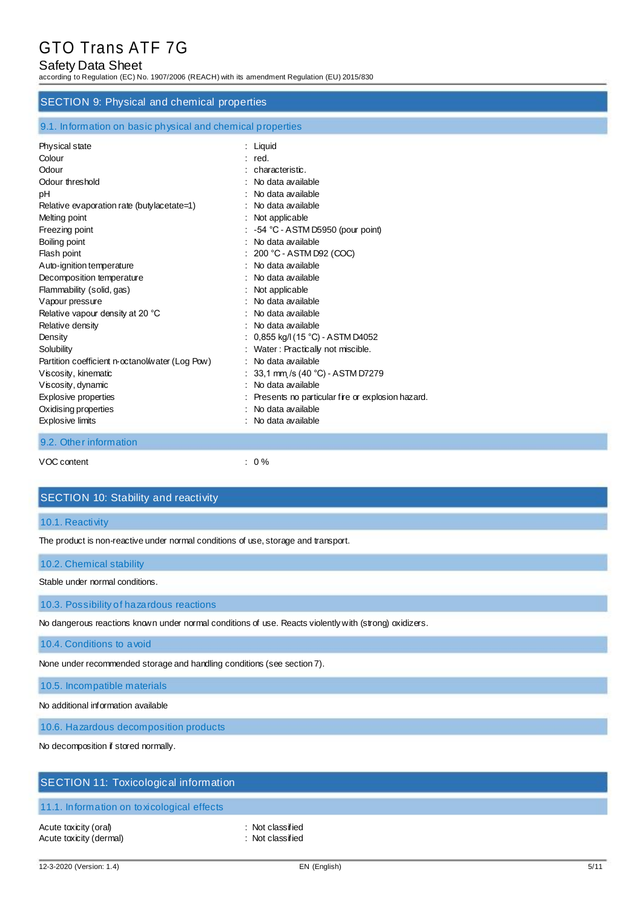## SECTION 9: Physical and chemical properties

### 9.1. Information on basic physical and chemical properties

| | |
|---|---|
| Physical state | : Liquid |
| Colour | : red. |
| Odour | : characteristic. |
| Odour threshold | : No data available |
| pH | : No data available |
| Relative evaporation rate (butylacetate=1) | : No data available |
| Melting point | : Not applicable |
| Freezing point | : -54 °C - ASTM D5950 (pour point) |
| Boiling point | : No data available |
| Flash point | : 200 °C - ASTM D92 (COC) |
| Auto-ignition temperature | : No data available |
| Decomposition temperature | : No data available |
| Flammability (solid, gas) | : Not applicable |
| Vapour pressure | : No data available |
| Relative vapour density at 20 °C | : No data available |
| Relative density | : No data available |
| Density | : 0,855 kg/l (15 °C) - ASTM D4052 |
| Solubility | : Water : Practically not miscible. |
| Partition coefficient n-octanol/water (Log Pow) | : No data available |
| Viscosity, kinematic | : 33,1 $mm^2/s$ (40 °C) - ASTM D7279 |
| Viscosity, dynamic | : No data available |
| Explosive properties | : Presents no particular fire or explosion hazard. |
| Oxidising properties | : No data available |
| Explosive limits | : No data available |

### 9.2. Other information

| | |
|---|---|
| VOC content | : 0 % |

## SECTION 10: Stability and reactivity

### 10.1. Reactivity

The product is non-reactive under normal conditions of use, storage and transport.

### 10.2. Chemical stability

Stable under normal conditions.

### 10.3. Possibility of hazardous reactions

No dangerous reactions known under normal conditions of use. Reacts violently with (strong) oxidizers.

### 10.4. Conditions to avoid

None under recommended storage and handling conditions (see section 7).

### 10.5. Incompatible materials

No additional information available

### 10.6. Hazardous decomposition products

No decomposition if stored normally.

## SECTION 11: Toxicological information

### 11.1. Information on toxicological effects

| | |
|---|---|
| Acute toxicity (oral) | : Not classified |
| Acute toxicity (dermal) | : Not classified |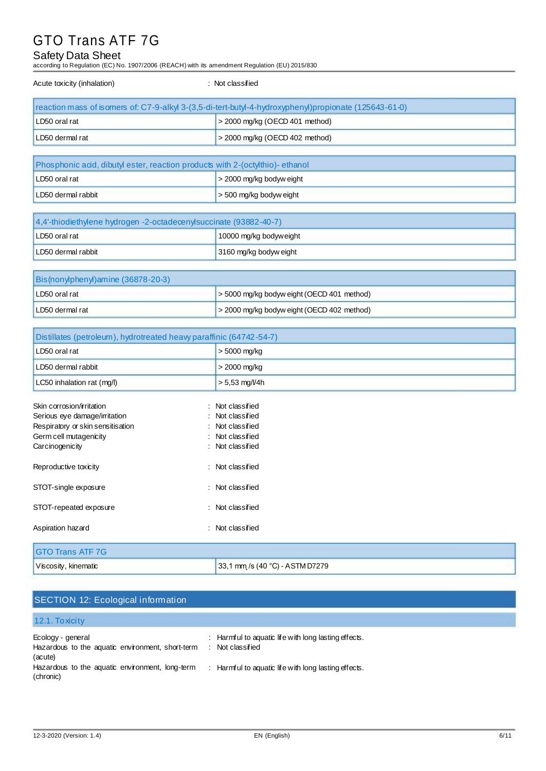Acute toxicity (inhalation) : Not classified

| reaction mass of isomers of: C7-9-alkyl 3-(3,5-di-tert-butyl-4-hydroxyphenyl)propionate (125643-61-0) | |
|---|---|
| LD50 oral rat | > 2000 mg/kg (OECD 401 method) |
| LD50 dermal rat | > 2000 mg/kg (OECD 402 method) |

| Phosphonic acid, dibutyl ester, reaction products with 2-(octylthio)- ethanol | |
|---|---|
| LD50 oral rat | > 2000 mg/kg bodyweight |
| LD50 dermal rabbit | > 500 mg/kg bodyweight |

| 4,4'-thiodiethylene hydrogen -2-octadecenylsuccinate (93882-40-7) | |
|---|---|
| LD50 oral rat | 10000 mg/kg bodyweight |
| LD50 dermal rabbit | 3160 mg/kg bodyweight |

| Bis(nonylphenyl)amine (36878-20-3) | |
|---|---|
| LD50 oral rat | > 5000 mg/kg bodyweight (OECD 401 method) |
| LD50 dermal rat | > 2000 mg/kg bodyweight (OECD 402 method) |

| Distillates (petroleum), hydrotreated heavy paraffinic (64742-54-7) | |
|---|---|
| LD50 oral rat | > 5000 mg/kg |
| LD50 dermal rabbit | > 2000 mg/kg |
| LC50 inhalation rat (mg/l) | > 5,53 mg/l/4h |

Skin corrosion/irritation : Not classified
Serious eye damage/irritation : Not classified
Respiratory or skin sensitisation : Not classified
Germ cell mutagenicity : Not classified
Carcinogenicity : Not classified

Reproductive toxicity : Not classified

STOT-single exposure : Not classified

STOT-repeated exposure : Not classified

Aspiration hazard : Not classified

| GTO Trans ATF 7G | |
|---|---|
| Viscosity, kinematic | 33,1 $mm^2/s$ (40 °C) - ASTM D7279 |

## SECTION 12: Ecological information

### 12.1. Toxicity

Ecology - general : Harmful to aquatic life with long lasting effects.
Hazardous to the aquatic environment, short-term (acute) : Not classified
Hazardous to the aquatic environment, long-term (chronic) : Harmful to aquatic life with long lasting effects.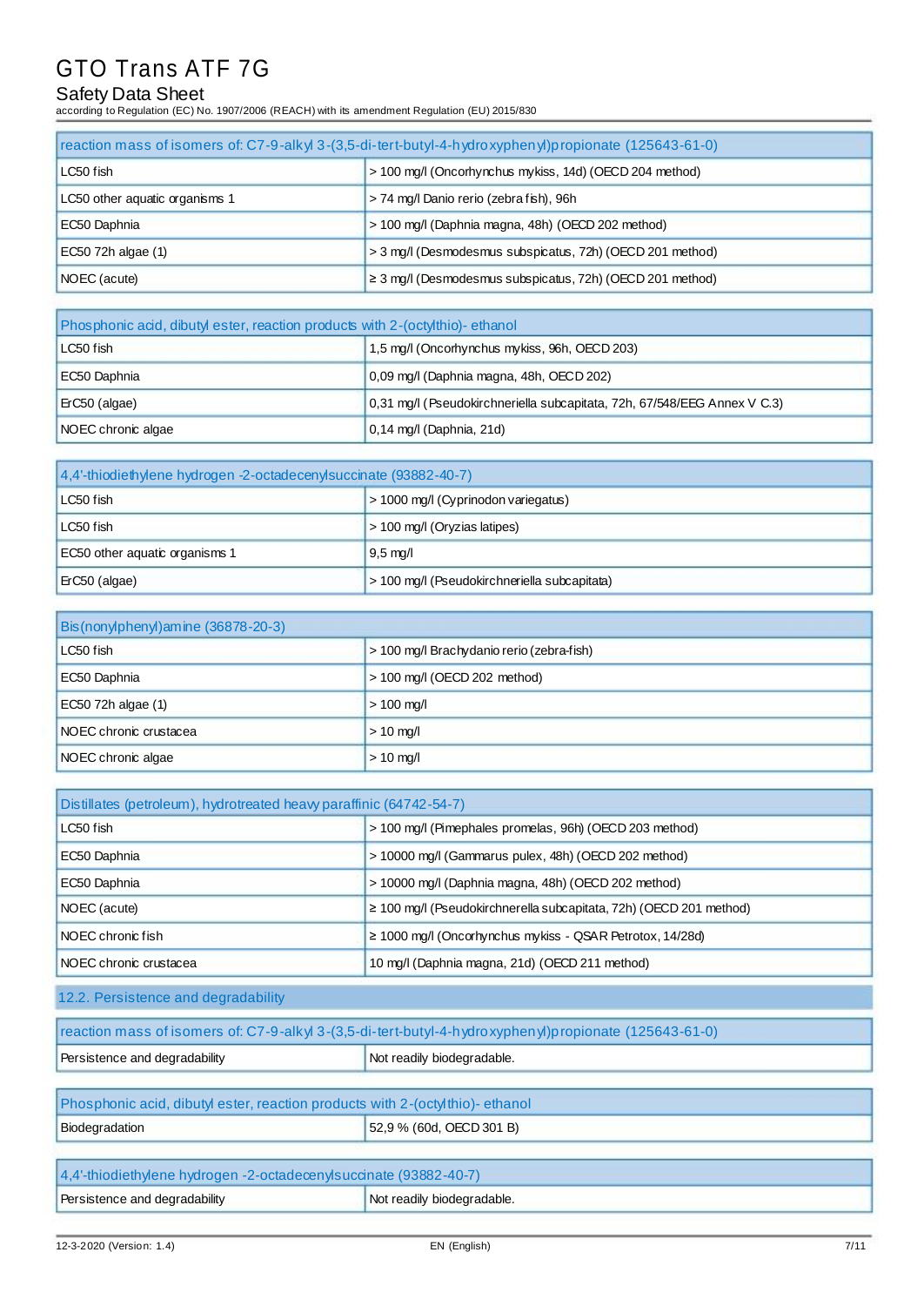| reaction mass of isomers of: C7-9-alkyl 3-(3,5-di-tert-butyl-4-hydroxyphenyl)propionate (125643-61-0) | |
|---|---|
| LC50 fish | > 100 mg/l (Oncorhynchus mykiss, 14d) (OECD 204 method) |
| LC50 other aquatic organisms 1 | > 74 mg/l Danio rerio (zebra fish), 96h |
| EC50 Daphnia | > 100 mg/l (Daphnia magna, 48h) (OECD 202 method) |
| EC50 72h algae (1) | > 3 mg/l (Desmodesmus subspicatus, 72h) (OECD 201 method) |
| NOEC (acute) | ≥ 3 mg/l (Desmodesmus subspicatus, 72h) (OECD 201 method) |

| Phosphonic acid, dibutyl ester, reaction products with 2-(octylthio)- ethanol | |
|---|---|
| LC50 fish | 1,5 mg/l (Oncorhynchus mykiss, 96h, OECD 203) |
| EC50 Daphnia | 0,09 mg/l (Daphnia magna, 48h, OECD 202) |
| ErC50 (algae) | 0,31 mg/l (Pseudokirchneriella subcapitata, 72h, 67/548/EEG Annex V C.3) |
| NOEC chronic algae | 0,14 mg/l (Daphnia, 21d) |

| 4,4'-thiodiethylene hydrogen -2-octadecenylsuccinate (93882-40-7) | |
|---|---|
| LC50 fish | > 1000 mg/l (Cyprinodon variegatus) |
| LC50 fish | > 100 mg/l (Oryzias latipes) |
| EC50 other aquatic organisms 1 | 9,5 mg/l |
| ErC50 (algae) | > 100 mg/l (Pseudokirchneriella subcapitata) |

| Bis(nonylphenyl)amine (36878-20-3) | |
|---|---|
| LC50 fish | > 100 mg/l Brachydanio rerio (zebra-fish) |
| EC50 Daphnia | > 100 mg/l (OECD 202 method) |
| EC50 72h algae (1) | > 100 mg/l |
| NOEC chronic crustacea | > 10 mg/l |
| NOEC chronic algae | > 10 mg/l |

| Distillates (petroleum), hydrotreated heavy paraffinic (64742-54-7) | |
|---|---|
| LC50 fish | > 100 mg/l (Pimephales promelas, 96h) (OECD 203 method) |
| EC50 Daphnia | > 10000 mg/l (Gammarus pulex, 48h) (OECD 202 method) |
| EC50 Daphnia | > 10000 mg/l (Daphnia magna, 48h) (OECD 202 method) |
| NOEC (acute) | ≥ 100 mg/l (Pseudokirchnerella subcapitata, 72h) (OECD 201 method) |
| NOEC chronic fish | ≥ 1000 mg/l (Oncorhynchus mykiss - QSAR Petrotox, 14/28d) |
| NOEC chronic crustacea | 10 mg/l (Daphnia magna, 21d) (OECD 211 method) |

## 12.2. Persistence and degradability

| reaction mass of isomers of: C7-9-alkyl 3-(3,5-di-tert-butyl-4-hydroxyphenyl)propionate (125643-61-0) | |
|---|---|
| Persistence and degradability | Not readily biodegradable. |

| Phosphonic acid, dibutyl ester, reaction products with 2-(octylthio)- ethanol | |
|---|---|
| Biodegradation | 52,9 % (60d, OECD 301 B) |

| 4,4'-thiodiethylene hydrogen -2-octadecenylsuccinate (93882-40-7) | |
|---|---|
| Persistence and degradability | Not readily biodegradable. |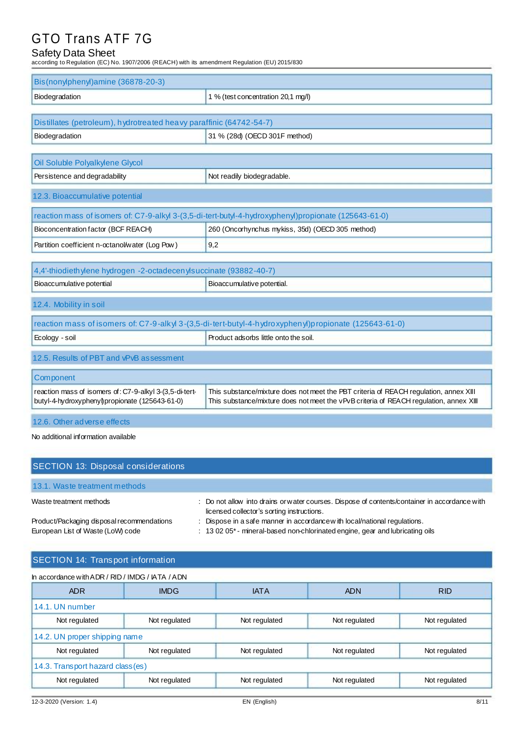| Bis(nonylphenyl)amine (36878-20-3) | |
|---|---|
| Biodegradation | 1 % (test concentration 20,1 mg/l) |

| Distillates (petroleum), hydrotreated heavy paraffinic (64742-54-7) | |
|---|---|
| Biodegradation | 31 % (28d) (OECD 301F method) |

| Oil Soluble Polyalkylene Glycol | |
|---|---|
| Persistence and degradability | Not readily biodegradable. |

### 12.3. Bioaccumulative potential

| reaction mass of isomers of: C7-9-alkyl 3-(3,5-di-tert-butyl-4-hydroxyphenyl)propionate (125643-61-0) | |
|---|---|
| Bioconcentration factor (BCF REACH) | 260 (Oncorhynchus mykiss, 35d) (OECD 305 method) |
| Partition coefficient n-octanol/water (Log Pow) | 9,2 |

| 4,4'-thiodiethylene hydrogen -2-octadecenylsuccinate (93882-40-7) | |
|---|---|
| Bioaccumulative potential | Bioaccumulative potential. |

### 12.4. Mobility in soil

| reaction mass of isomers of: C7-9-alkyl 3-(3,5-di-tert-butyl-4-hydroxyphenyl)propionate (125643-61-0) | |
|---|---|
| Ecology - soil | Product adsorbs little onto the soil. |

### 12.5. Results of PBT and vPvB assessment

| Component | |
|---|---|
| reaction mass of isomers of: C7-9-alkyl 3-(3,5-di-tert-butyl-4-hydroxyphenyl)propionate (125643-61-0) | This substance/mixture does not meet the PBT criteria of REACH regulation, annex XIII<br>This substance/mixture does not meet the vPvB criteria of REACH regulation, annex XIII |

### 12.6. Other adverse effects

No additional information available

## SECTION 13: Disposal considerations

### 13.1. Waste treatment methods

Waste treatment methods : Do not allow into drains or water courses. Dispose of contents/container in accordance with licensed collector's sorting instructions.

Product/Packaging disposal recommendations : Dispose in a safe manner in accordance with local/national regulations.

European List of Waste (LoW) code : 13 02 05* - mineral-based non-chlorinated engine, gear and lubricating oils

## SECTION 14: Transport information

In accordance with ADR / RID / IMDG / IATA / ADN

| ADR | IMDG | IATA | ADN | RID |
|---|---|---|---|---|
| **14.1. UN number** | | | | |
| Not regulated | Not regulated | Not regulated | Not regulated | Not regulated |
| **14.2. UN proper shipping name** | | | | |
| Not regulated | Not regulated | Not regulated | Not regulated | Not regulated |
| **14.3. Transport hazard class(es)** | | | | |
| Not regulated | Not regulated | Not regulated | Not regulated | Not regulated |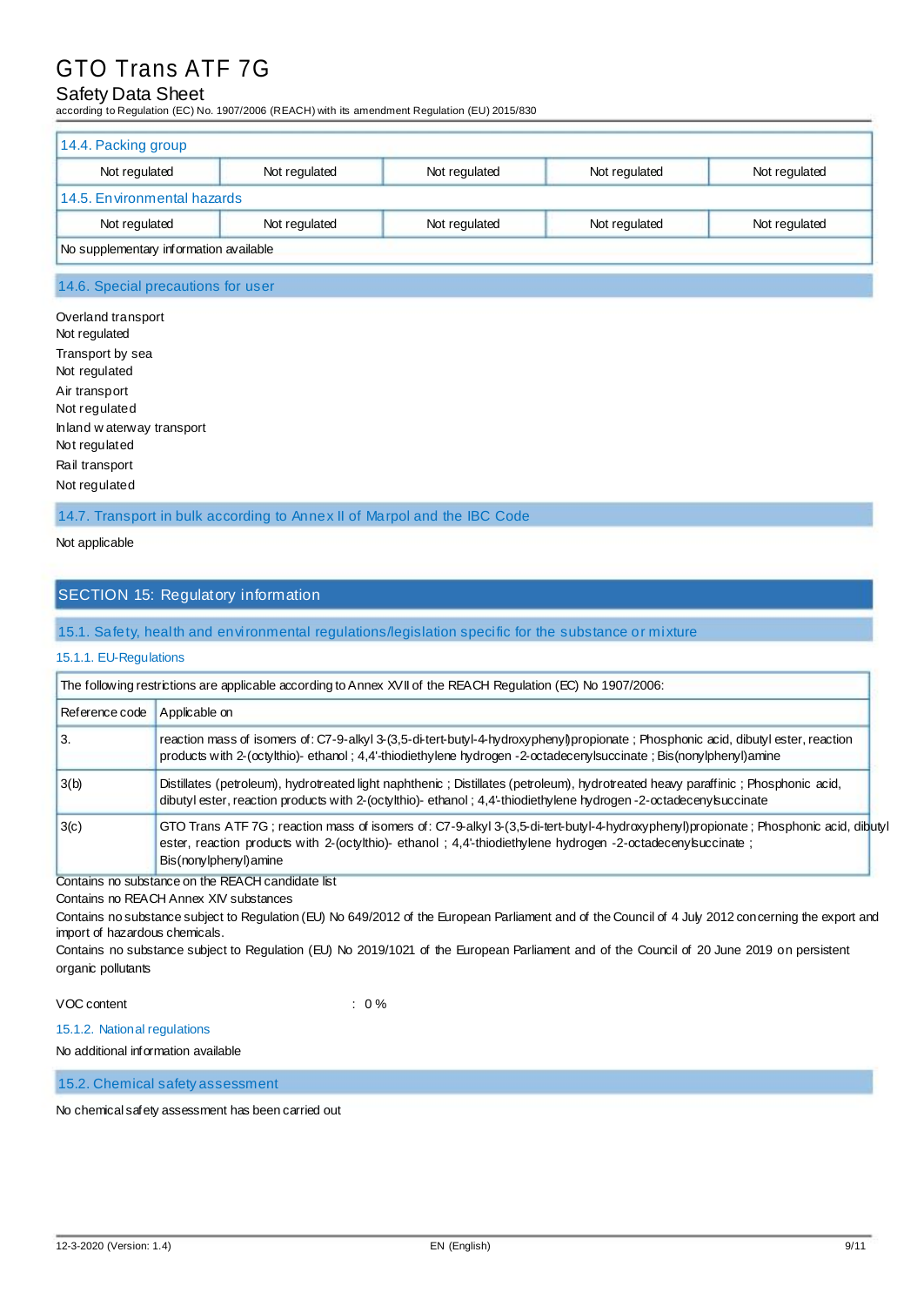### 14.4. Packing group

| Not regulated | Not regulated | Not regulated | Not regulated | Not regulated |
|---|---|---|---|---|

### 14.5. Environmental hazards

| Not regulated | Not regulated | Not regulated | Not regulated | Not regulated |
|---|---|---|---|---|

No supplementary information available

### 14.6. Special precautions for user

Overland transport
Not regulated
Transport by sea
Not regulated
Air transport
Not regulated
Inland waterway transport
Not regulated
Rail transport
Not regulated

### 14.7. Transport in bulk according to Annex II of Marpol and the IBC Code

Not applicable

## SECTION 15: Regulatory information

### 15.1. Safety, health and environmental regulations/legislation specific for the substance or mixture

#### 15.1.1. EU-Regulations

The following restrictions are applicable according to Annex XVII of the REACH Regulation (EC) No 1907/2006:

| Reference code | Applicable on |
|---|---|
| 3. | reaction mass of isomers of: C7-9-alkyl 3-(3,5-di-tert-butyl-4-hydroxyphenyl)propionate ; Phosphonic acid, dibutyl ester, reaction products with 2-(octylthio)- ethanol ; 4,4'-thiodiethylene hydrogen -2-octadecenylsuccinate ; Bis(nonylphenyl)amine |
| 3(b) | Distillates (petroleum), hydrotreated light naphthenic ; Distillates (petroleum), hydrotreated heavy paraffinic ; Phosphonic acid, dibutyl ester, reaction products with 2-(octylthio)- ethanol ; 4,4'-thiodiethylene hydrogen -2-octadecenylsuccinate |
| 3(c) | GTO Trans ATF 7G ; reaction mass of isomers of: C7-9-alkyl 3-(3,5-di-tert-butyl-4-hydroxyphenyl)propionate ; Phosphonic acid, dibutyl ester, reaction products with 2-(octylthio)- ethanol ; 4,4'-thiodiethylene hydrogen -2-octadecenylsuccinate ; Bis(nonylphenyl)amine |

Contains no substance on the REACH candidate list
Contains no REACH Annex XIV substances
Contains no substance subject to Regulation (EU) No 649/2012 of the European Parliament and of the Council of 4 July 2012 concerning the export and import of hazardous chemicals.
Contains no substance subject to Regulation (EU) No 2019/1021 of the European Parliament and of the Council of 20 June 2019 on persistent organic pollutants

VOC content : 0 %

#### 15.1.2. National regulations

No additional information available

### 15.2. Chemical safety assessment

No chemical safety assessment has been carried out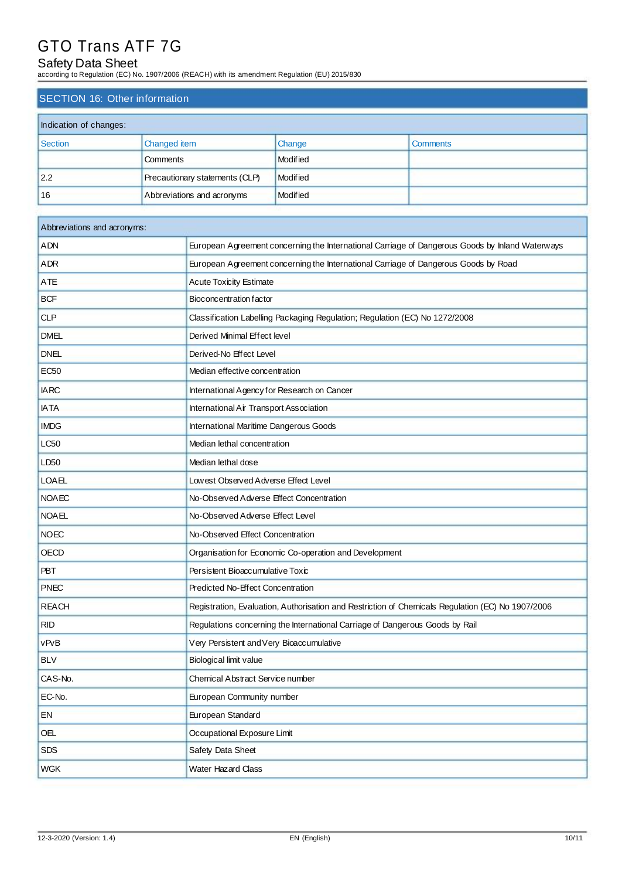## SECTION 16: Other information

| Indication of changes: | | | |
|---|---|---|---|
| Section | Changed item | Change | Comments |
| | Comments | Modified | |
| 2.2 | Precautionary statements (CLP) | Modified | |
| 16 | Abbreviations and acronyms | Modified | |

| Abbreviations and acronyms: | |
|---|---|
| ADN | European Agreement concerning the International Carriage of Dangerous Goods by Inland Waterways |
| ADR | European Agreement concerning the International Carriage of Dangerous Goods by Road |
| ATE | Acute Toxicity Estimate |
| BCF | Bioconcentration factor |
| CLP | Classification Labelling Packaging Regulation; Regulation (EC) No 1272/2008 |
| DMEL | Derived Minimal Effect level |
| DNEL | Derived-No Effect Level |
| EC50 | Median effective concentration |
| IARC | International Agency for Research on Cancer |
| IATA | International Air Transport Association |
| IMDG | International Maritime Dangerous Goods |
| LC50 | Median lethal concentration |
| LD50 | Median lethal dose |
| LOAEL | Lowest Observed Adverse Effect Level |
| NOAEC | No-Observed Adverse Effect Concentration |
| NOAEL | No-Observed Adverse Effect Level |
| NOEC | No-Observed Effect Concentration |
| OECD | Organisation for Economic Co-operation and Development |
| PBT | Persistent Bioaccumulative Toxic |
| PNEC | Predicted No-Effect Concentration |
| REACH | Registration, Evaluation, Authorisation and Restriction of Chemicals Regulation (EC) No 1907/2006 |
| RID | Regulations concerning the International Carriage of Dangerous Goods by Rail |
| vPvB | Very Persistent and Very Bioaccumulative |
| BLV | Biological limit value |
| CAS-No. | Chemical Abstract Service number |
| EC-No. | European Community number |
| EN | European Standard |
| OEL | Occupational Exposure Limit |
| SDS | Safety Data Sheet |
| WGK | Water Hazard Class |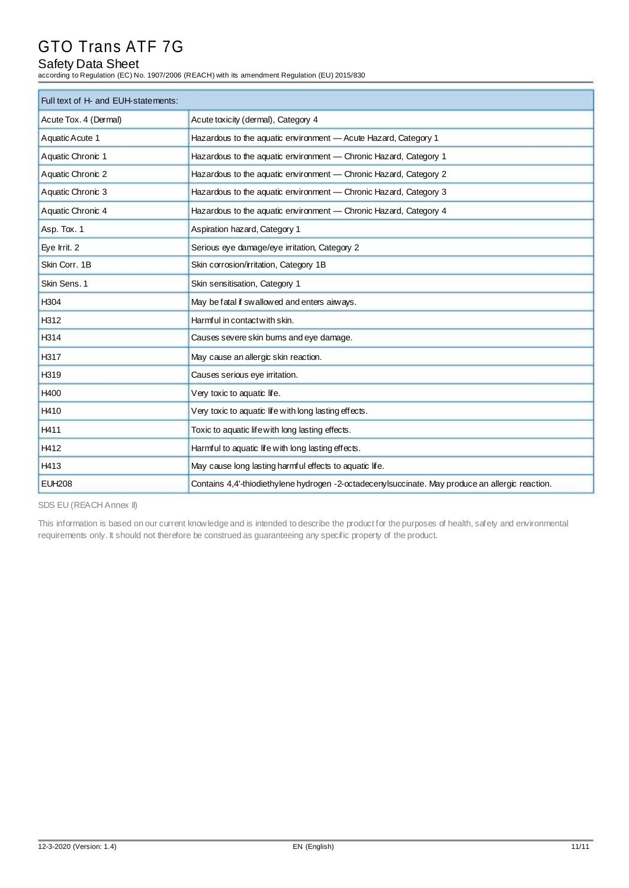| Full text of H- and EUH-statements: | |
|---|---|
| Acute Tox. 4 (Dermal) | Acute toxicity (dermal), Category 4 |
| Aquatic Acute 1 | Hazardous to the aquatic environment — Acute Hazard, Category 1 |
| Aquatic Chronic 1 | Hazardous to the aquatic environment — Chronic Hazard, Category 1 |
| Aquatic Chronic 2 | Hazardous to the aquatic environment — Chronic Hazard, Category 2 |
| Aquatic Chronic 3 | Hazardous to the aquatic environment — Chronic Hazard, Category 3 |
| Aquatic Chronic 4 | Hazardous to the aquatic environment — Chronic Hazard, Category 4 |
| Asp. Tox. 1 | Aspiration hazard, Category 1 |
| Eye Irrit. 2 | Serious eye damage/eye irritation, Category 2 |
| Skin Corr. 1B | Skin corrosion/irritation, Category 1B |
| Skin Sens. 1 | Skin sensitisation, Category 1 |
| H304 | May be fatal if swallowed and enters airways. |
| H312 | Harmful in contact with skin. |
| H314 | Causes severe skin burns and eye damage. |
| H317 | May cause an allergic skin reaction. |
| H319 | Causes serious eye irritation. |
| H400 | Very toxic to aquatic life. |
| H410 | Very toxic to aquatic life with long lasting effects. |
| H411 | Toxic to aquatic life with long lasting effects. |
| H412 | Harmful to aquatic life with long lasting effects. |
| H413 | May cause long lasting harmful effects to aquatic life. |
| EUH208 | Contains 4,4'-thiodiethylene hydrogen -2-octadecenylsuccinate. May produce an allergic reaction. |

SDS EU (REACH Annex II)

This information is based on our current knowledge and is intended to describe the product for the purposes of health, safety and environmental requirements only. It should not therefore be construed as guaranteeing any specific property of the product.